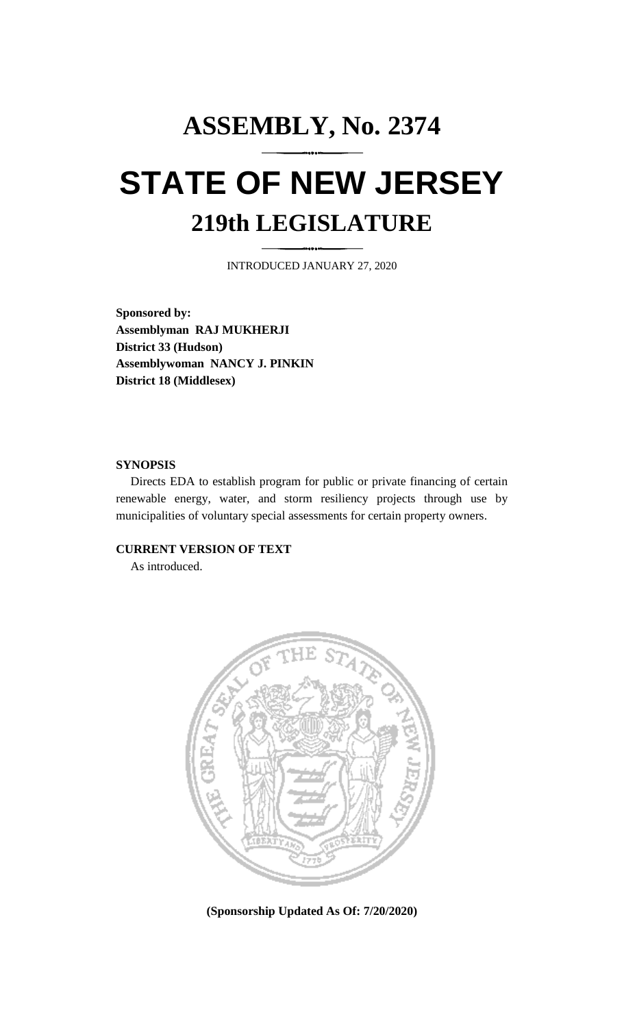# ASSEMBLY, No. 2374

# STATE OF NEW JERSEY

## 219th LEGISLATURE

INTRODUCED JANUARY 27, 2020

**Sponsored by:**
**Assemblyman RAJ MUKHERJI**
**District 33 (Hudson)**
**Assemblywoman NANCY J. PINKIN**
**District 18 (Middlesex)**

**SYNOPSIS**

Directs EDA to establish program for public or private financing of certain renewable energy, water, and storm resiliency projects through use by municipalities of voluntary special assessments for certain property owners.

**CURRENT VERSION OF TEXT**

As introduced.

**(Sponsorship Updated As Of: 7/20/2020)**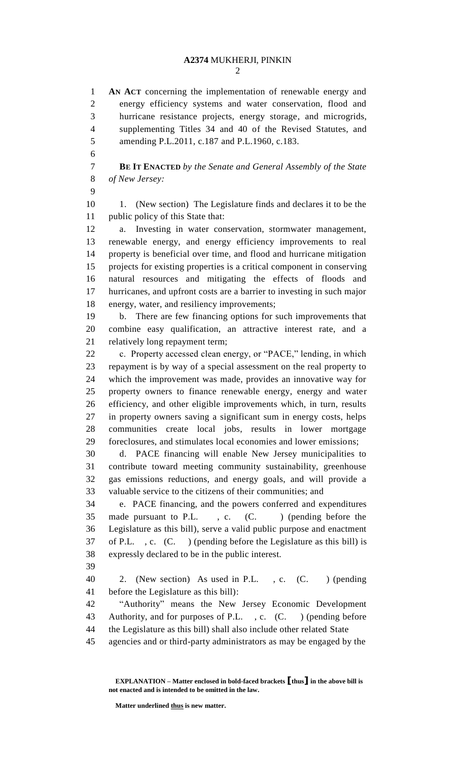**AN ACT** concerning the implementation of renewable energy and energy efficiency systems and water conservation, flood and hurricane resistance projects, energy storage, and microgrids, supplementing Titles 34 and 40 of the Revised Statutes, and amending P.L.2011, c.187 and P.L.1960, c.183.

**BE IT ENACTED** *by the Senate and General Assembly of the State of New Jersey:*

1. (New section) The Legislature finds and declares it to be the public policy of this State that:

a. Investing in water conservation, stormwater management, renewable energy, and energy efficiency improvements to real property is beneficial over time, and flood and hurricane mitigation projects for existing properties is a critical component in conserving natural resources and mitigating the effects of floods and hurricanes, and upfront costs are a barrier to investing in such major energy, water, and resiliency improvements;

b. There are few financing options for such improvements that combine easy qualification, an attractive interest rate, and a relatively long repayment term;

c. Property accessed clean energy, or "PACE," lending, in which repayment is by way of a special assessment on the real property to which the improvement was made, provides an innovative way for property owners to finance renewable energy, energy and water efficiency, and other eligible improvements which, in turn, results in property owners saving a significant sum in energy costs, helps communities create local jobs, results in lower mortgage foreclosures, and stimulates local economies and lower emissions;

d. PACE financing will enable New Jersey municipalities to contribute toward meeting community sustainability, greenhouse gas emissions reductions, and energy goals, and will provide a valuable service to the citizens of their communities; and

e. PACE financing, and the powers conferred and expenditures made pursuant to P.L. , c. (C. ) (pending before the Legislature as this bill), serve a valid public purpose and enactment of P.L. , c. (C. ) (pending before the Legislature as this bill) is expressly declared to be in the public interest.

2. (New section) As used in P.L. , c. (C. ) (pending before the Legislature as this bill):

"Authority" means the New Jersey Economic Development Authority, and for purposes of P.L. , c. (C. ) (pending before the Legislature as this bill) shall also include other related State agencies and or third-party administrators as may be engaged by the

**EXPLANATION – Matter enclosed in bold-faced brackets [thus] in the above bill is not enacted and is intended to be omitted in the law.**

**Matter underlined thus is new matter.**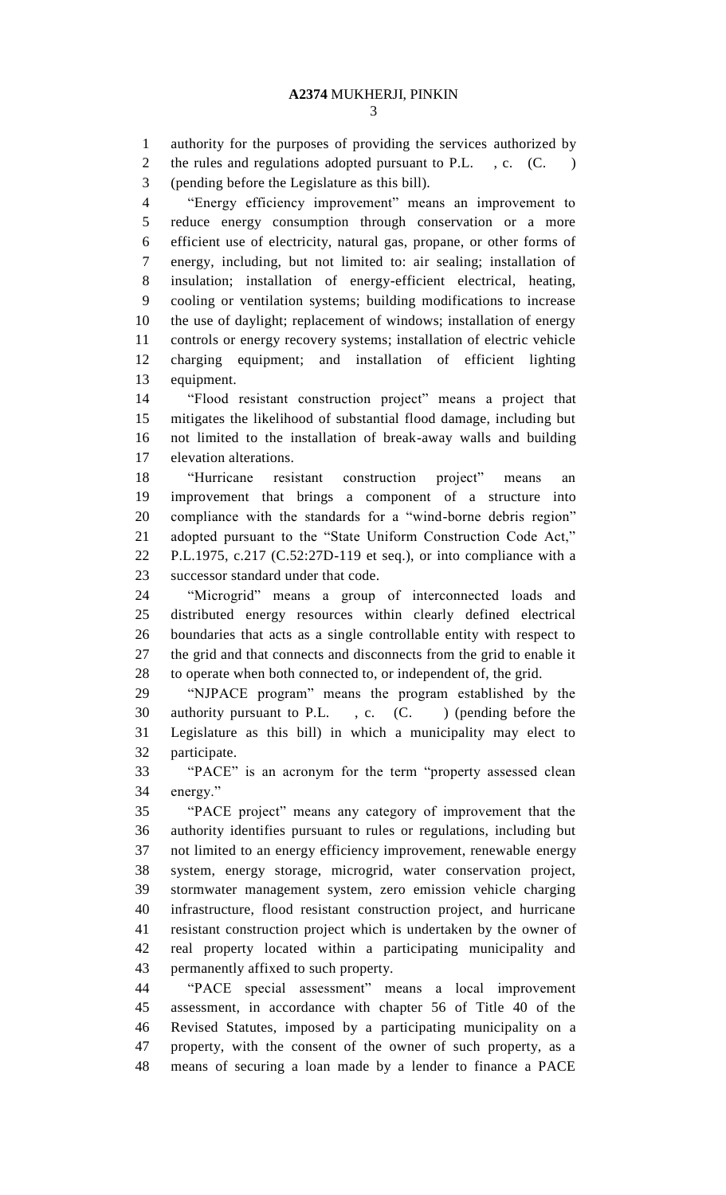authority for the purposes of providing the services authorized by the rules and regulations adopted pursuant to P.L. , c. (C. ) (pending before the Legislature as this bill).

"Energy efficiency improvement" means an improvement to reduce energy consumption through conservation or a more efficient use of electricity, natural gas, propane, or other forms of energy, including, but not limited to: air sealing; installation of insulation; installation of energy-efficient electrical, heating, cooling or ventilation systems; building modifications to increase the use of daylight; replacement of windows; installation of energy controls or energy recovery systems; installation of electric vehicle charging equipment; and installation of efficient lighting equipment.

"Flood resistant construction project" means a project that mitigates the likelihood of substantial flood damage, including but not limited to the installation of break-away walls and building elevation alterations.

"Hurricane resistant construction project" means an improvement that brings a component of a structure into compliance with the standards for a "wind-borne debris region" adopted pursuant to the "State Uniform Construction Code Act," P.L.1975, c.217 (C.52:27D-119 et seq.), or into compliance with a successor standard under that code.

"Microgrid" means a group of interconnected loads and distributed energy resources within clearly defined electrical boundaries that acts as a single controllable entity with respect to the grid and that connects and disconnects from the grid to enable it to operate when both connected to, or independent of, the grid.

"NJPACE program" means the program established by the authority pursuant to P.L. , c. (C. ) (pending before the Legislature as this bill) in which a municipality may elect to participate.

"PACE" is an acronym for the term "property assessed clean energy."

"PACE project" means any category of improvement that the authority identifies pursuant to rules or regulations, including but not limited to an energy efficiency improvement, renewable energy system, energy storage, microgrid, water conservation project, stormwater management system, zero emission vehicle charging infrastructure, flood resistant construction project, and hurricane resistant construction project which is undertaken by the owner of real property located within a participating municipality and permanently affixed to such property.

"PACE special assessment" means a local improvement assessment, in accordance with chapter 56 of Title 40 of the Revised Statutes, imposed by a participating municipality on a property, with the consent of the owner of such property, as a means of securing a loan made by a lender to finance a PACE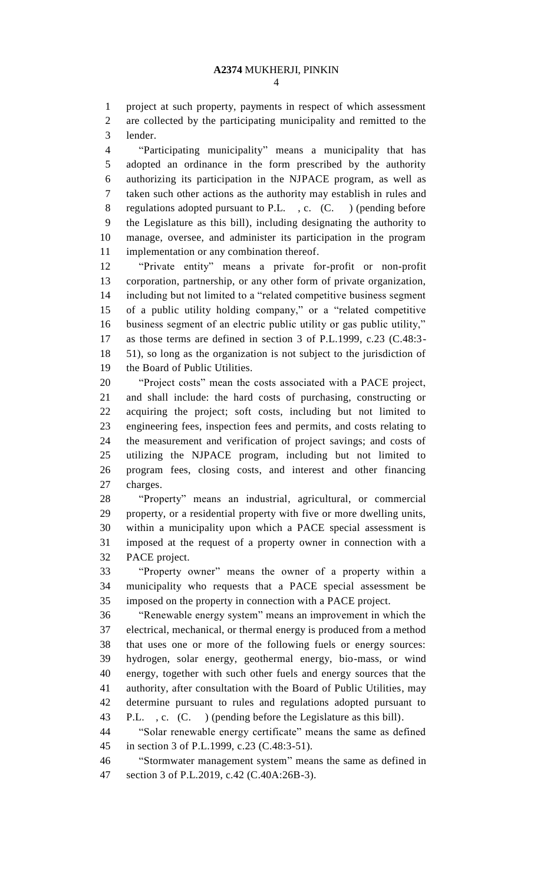project at such property, payments in respect of which assessment are collected by the participating municipality and remitted to the lender.

"Participating municipality" means a municipality that has adopted an ordinance in the form prescribed by the authority authorizing its participation in the NJPACE program, as well as taken such other actions as the authority may establish in rules and regulations adopted pursuant to P.L. , c. (C. ) (pending before the Legislature as this bill), including designating the authority to manage, oversee, and administer its participation in the program implementation or any combination thereof.

"Private entity" means a private for-profit or non-profit corporation, partnership, or any other form of private organization, including but not limited to a "related competitive business segment of a public utility holding company," or a "related competitive business segment of an electric public utility or gas public utility," as those terms are defined in section 3 of P.L.1999, c.23 (C.48:3-51), so long as the organization is not subject to the jurisdiction of the Board of Public Utilities.

"Project costs" mean the costs associated with a PACE project, and shall include: the hard costs of purchasing, constructing or acquiring the project; soft costs, including but not limited to engineering fees, inspection fees and permits, and costs relating to the measurement and verification of project savings; and costs of utilizing the NJPACE program, including but not limited to program fees, closing costs, and interest and other financing charges.

"Property" means an industrial, agricultural, or commercial property, or a residential property with five or more dwelling units, within a municipality upon which a PACE special assessment is imposed at the request of a property owner in connection with a PACE project.

"Property owner" means the owner of a property within a municipality who requests that a PACE special assessment be imposed on the property in connection with a PACE project.

"Renewable energy system" means an improvement in which the electrical, mechanical, or thermal energy is produced from a method that uses one or more of the following fuels or energy sources: hydrogen, solar energy, geothermal energy, bio-mass, or wind energy, together with such other fuels and energy sources that the authority, after consultation with the Board of Public Utilities, may determine pursuant to rules and regulations adopted pursuant to P.L. , c. (C. ) (pending before the Legislature as this bill).

"Solar renewable energy certificate" means the same as defined in section 3 of P.L.1999, c.23 (C.48:3-51).

"Stormwater management system" means the same as defined in section 3 of P.L.2019, c.42 (C.40A:26B-3).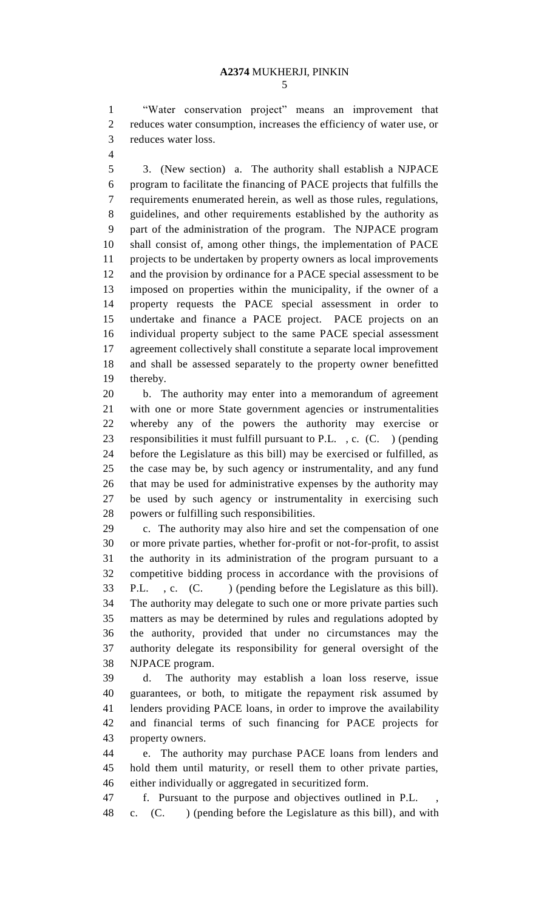"Water conservation project" means an improvement that reduces water consumption, increases the efficiency of water use, or reduces water loss.

3. (New section) a. The authority shall establish a NJPACE program to facilitate the financing of PACE projects that fulfills the requirements enumerated herein, as well as those rules, regulations, guidelines, and other requirements established by the authority as part of the administration of the program. The NJPACE program shall consist of, among other things, the implementation of PACE projects to be undertaken by property owners as local improvements and the provision by ordinance for a PACE special assessment to be imposed on properties within the municipality, if the owner of a property requests the PACE special assessment in order to undertake and finance a PACE project. PACE projects on an individual property subject to the same PACE special assessment agreement collectively shall constitute a separate local improvement and shall be assessed separately to the property owner benefitted thereby.

b. The authority may enter into a memorandum of agreement with one or more State government agencies or instrumentalities whereby any of the powers the authority may exercise or responsibilities it must fulfill pursuant to P.L. , c. (C. ) (pending before the Legislature as this bill) may be exercised or fulfilled, as the case may be, by such agency or instrumentality, and any fund that may be used for administrative expenses by the authority may be used by such agency or instrumentality in exercising such powers or fulfilling such responsibilities.

c. The authority may also hire and set the compensation of one or more private parties, whether for-profit or not-for-profit, to assist the authority in its administration of the program pursuant to a competitive bidding process in accordance with the provisions of P.L. , c. (C. ) (pending before the Legislature as this bill). The authority may delegate to such one or more private parties such matters as may be determined by rules and regulations adopted by the authority, provided that under no circumstances may the authority delegate its responsibility for general oversight of the NJPACE program.

d. The authority may establish a loan loss reserve, issue guarantees, or both, to mitigate the repayment risk assumed by lenders providing PACE loans, in order to improve the availability and financial terms of such financing for PACE projects for property owners.

e. The authority may purchase PACE loans from lenders and hold them until maturity, or resell them to other private parties, either individually or aggregated in securitized form.

f. Pursuant to the purpose and objectives outlined in P.L. , c. (C. ) (pending before the Legislature as this bill), and with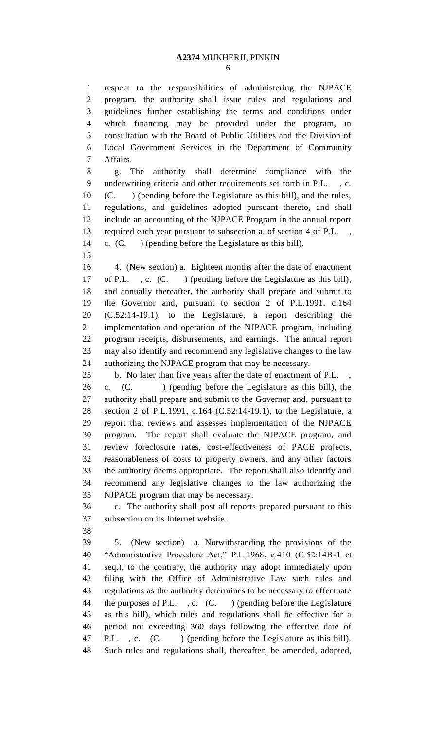respect to the responsibilities of administering the NJPACE program, the authority shall issue rules and regulations and guidelines further establishing the terms and conditions under which financing may be provided under the program, in consultation with the Board of Public Utilities and the Division of Local Government Services in the Department of Community Affairs.

g. The authority shall determine compliance with the underwriting criteria and other requirements set forth in P.L. , c. (C. ) (pending before the Legislature as this bill), and the rules, regulations, and guidelines adopted pursuant thereto, and shall include an accounting of the NJPACE Program in the annual report required each year pursuant to subsection a. of section 4 of P.L. , c. (C. ) (pending before the Legislature as this bill).

4. (New section) a. Eighteen months after the date of enactment of P.L. , c. (C. ) (pending before the Legislature as this bill), and annually thereafter, the authority shall prepare and submit to the Governor and, pursuant to section 2 of P.L.1991, c.164 (C.52:14-19.1), to the Legislature, a report describing the implementation and operation of the NJPACE program, including program receipts, disbursements, and earnings. The annual report may also identify and recommend any legislative changes to the law authorizing the NJPACE program that may be necessary.

b. No later than five years after the date of enactment of P.L. , c. (C. ) (pending before the Legislature as this bill), the authority shall prepare and submit to the Governor and, pursuant to section 2 of P.L.1991, c.164 (C.52:14-19.1), to the Legislature, a report that reviews and assesses implementation of the NJPACE program. The report shall evaluate the NJPACE program, and review foreclosure rates, cost-effectiveness of PACE projects, reasonableness of costs to property owners, and any other factors the authority deems appropriate. The report shall also identify and recommend any legislative changes to the law authorizing the NJPACE program that may be necessary.

c. The authority shall post all reports prepared pursuant to this subsection on its Internet website.

5. (New section) a. Notwithstanding the provisions of the "Administrative Procedure Act," P.L.1968, c.410 (C.52:14B-1 et seq.), to the contrary, the authority may adopt immediately upon filing with the Office of Administrative Law such rules and regulations as the authority determines to be necessary to effectuate the purposes of P.L. , c. (C. ) (pending before the Legislature as this bill), which rules and regulations shall be effective for a period not exceeding 360 days following the effective date of P.L. , c. (C. ) (pending before the Legislature as this bill). Such rules and regulations shall, thereafter, be amended, adopted,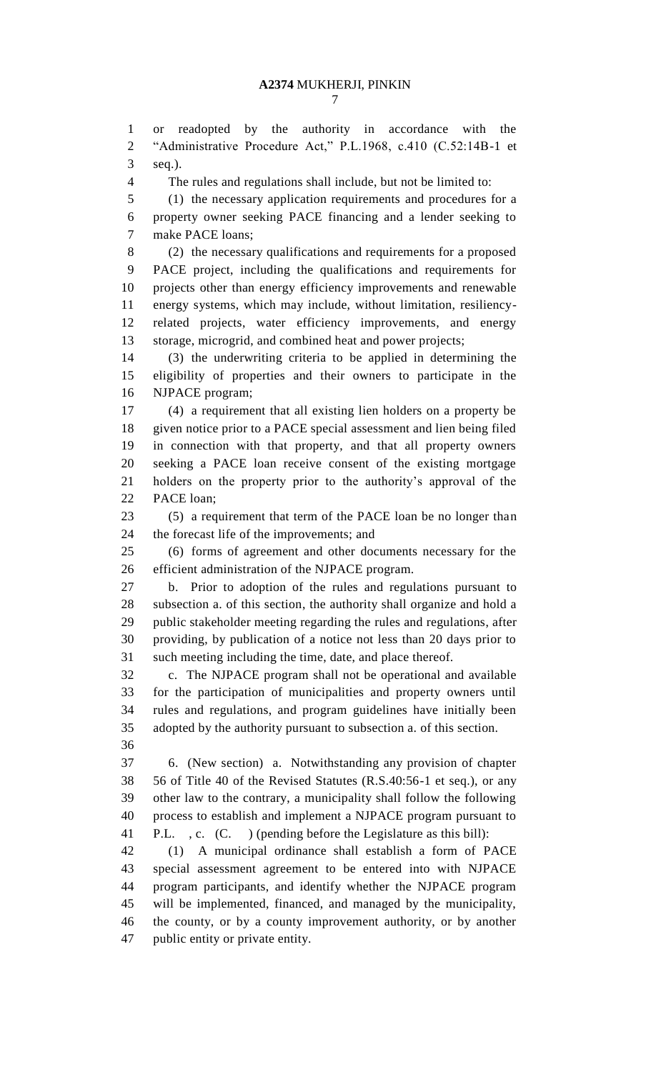or readopted by the authority in accordance with the "Administrative Procedure Act," P.L.1968, c.410 (C.52:14B-1 et seq.).

The rules and regulations shall include, but not be limited to:

(1) the necessary application requirements and procedures for a property owner seeking PACE financing and a lender seeking to make PACE loans;

(2) the necessary qualifications and requirements for a proposed PACE project, including the qualifications and requirements for projects other than energy efficiency improvements and renewable energy systems, which may include, without limitation, resiliency-related projects, water efficiency improvements, and energy storage, microgrid, and combined heat and power projects;

(3) the underwriting criteria to be applied in determining the eligibility of properties and their owners to participate in the NJPACE program;

(4) a requirement that all existing lien holders on a property be given notice prior to a PACE special assessment and lien being filed in connection with that property, and that all property owners seeking a PACE loan receive consent of the existing mortgage holders on the property prior to the authority's approval of the PACE loan;

(5) a requirement that term of the PACE loan be no longer than the forecast life of the improvements; and

(6) forms of agreement and other documents necessary for the efficient administration of the NJPACE program.

b. Prior to adoption of the rules and regulations pursuant to subsection a. of this section, the authority shall organize and hold a public stakeholder meeting regarding the rules and regulations, after providing, by publication of a notice not less than 20 days prior to such meeting including the time, date, and place thereof.

c. The NJPACE program shall not be operational and available for the participation of municipalities and property owners until rules and regulations, and program guidelines have initially been adopted by the authority pursuant to subsection a. of this section.

6. (New section) a. Notwithstanding any provision of chapter 56 of Title 40 of the Revised Statutes (R.S.40:56-1 et seq.), or any other law to the contrary, a municipality shall follow the following process to establish and implement a NJPACE program pursuant to P.L. , c. (C. ) (pending before the Legislature as this bill):

(1) A municipal ordinance shall establish a form of PACE special assessment agreement to be entered into with NJPACE program participants, and identify whether the NJPACE program will be implemented, financed, and managed by the municipality, the county, or by a county improvement authority, or by another public entity or private entity.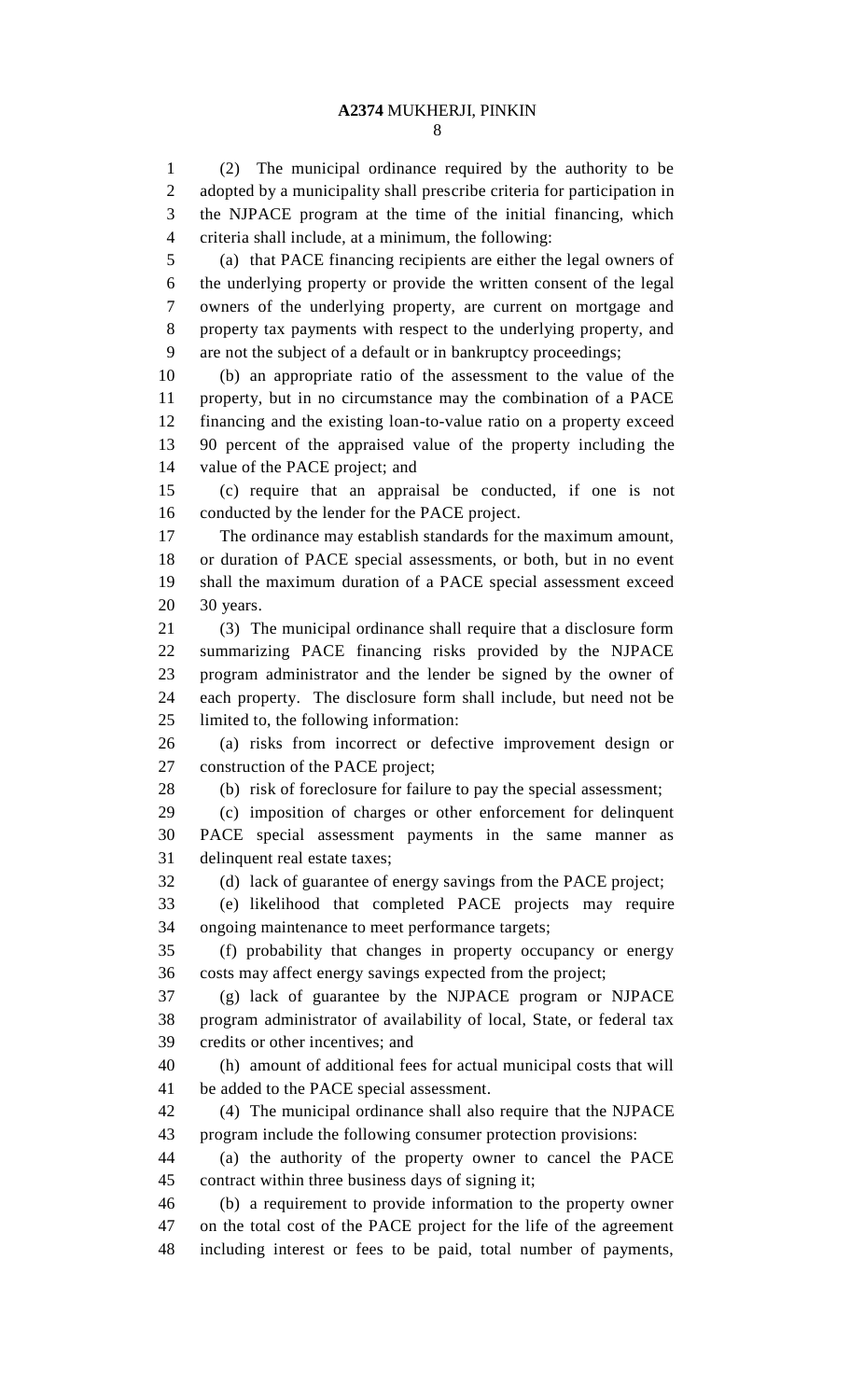(2) The municipal ordinance required by the authority to be adopted by a municipality shall prescribe criteria for participation in the NJPACE program at the time of the initial financing, which criteria shall include, at a minimum, the following:

(a) that PACE financing recipients are either the legal owners of the underlying property or provide the written consent of the legal owners of the underlying property, are current on mortgage and property tax payments with respect to the underlying property, and are not the subject of a default or in bankruptcy proceedings;

(b) an appropriate ratio of the assessment to the value of the property, but in no circumstance may the combination of a PACE financing and the existing loan-to-value ratio on a property exceed 90 percent of the appraised value of the property including the value of the PACE project; and

(c) require that an appraisal be conducted, if one is not conducted by the lender for the PACE project.

The ordinance may establish standards for the maximum amount, or duration of PACE special assessments, or both, but in no event shall the maximum duration of a PACE special assessment exceed 30 years.

(3) The municipal ordinance shall require that a disclosure form summarizing PACE financing risks provided by the NJPACE program administrator and the lender be signed by the owner of each property. The disclosure form shall include, but need not be limited to, the following information:

(a) risks from incorrect or defective improvement design or construction of the PACE project;

(b) risk of foreclosure for failure to pay the special assessment;

(c) imposition of charges or other enforcement for delinquent PACE special assessment payments in the same manner as delinquent real estate taxes;

(d) lack of guarantee of energy savings from the PACE project;

(e) likelihood that completed PACE projects may require ongoing maintenance to meet performance targets;

(f) probability that changes in property occupancy or energy costs may affect energy savings expected from the project;

(g) lack of guarantee by the NJPACE program or NJPACE program administrator of availability of local, State, or federal tax credits or other incentives; and

(h) amount of additional fees for actual municipal costs that will be added to the PACE special assessment.

(4) The municipal ordinance shall also require that the NJPACE program include the following consumer protection provisions:

(a) the authority of the property owner to cancel the PACE contract within three business days of signing it;

(b) a requirement to provide information to the property owner on the total cost of the PACE project for the life of the agreement including interest or fees to be paid, total number of payments,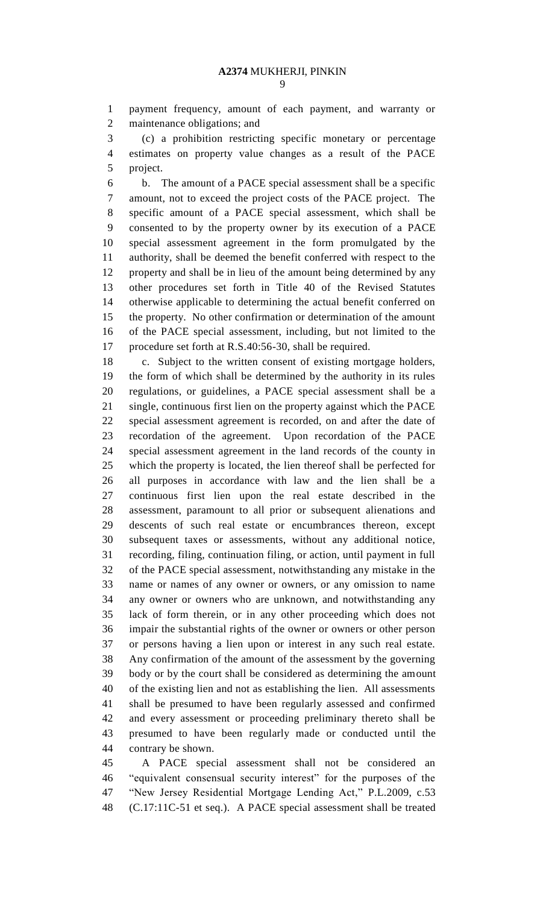payment frequency, amount of each payment, and warranty or maintenance obligations; and

(c) a prohibition restricting specific monetary or percentage estimates on property value changes as a result of the PACE project.

b. The amount of a PACE special assessment shall be a specific amount, not to exceed the project costs of the PACE project. The specific amount of a PACE special assessment, which shall be consented to by the property owner by its execution of a PACE special assessment agreement in the form promulgated by the authority, shall be deemed the benefit conferred with respect to the property and shall be in lieu of the amount being determined by any other procedures set forth in Title 40 of the Revised Statutes otherwise applicable to determining the actual benefit conferred on the property. No other confirmation or determination of the amount of the PACE special assessment, including, but not limited to the procedure set forth at R.S.40:56-30, shall be required.

c. Subject to the written consent of existing mortgage holders, the form of which shall be determined by the authority in its rules regulations, or guidelines, a PACE special assessment shall be a single, continuous first lien on the property against which the PACE special assessment agreement is recorded, on and after the date of recordation of the agreement. Upon recordation of the PACE special assessment agreement in the land records of the county in which the property is located, the lien thereof shall be perfected for all purposes in accordance with law and the lien shall be a continuous first lien upon the real estate described in the assessment, paramount to all prior or subsequent alienations and descents of such real estate or encumbrances thereon, except subsequent taxes or assessments, without any additional notice, recording, filing, continuation filing, or action, until payment in full of the PACE special assessment, notwithstanding any mistake in the name or names of any owner or owners, or any omission to name any owner or owners who are unknown, and notwithstanding any lack of form therein, or in any other proceeding which does not impair the substantial rights of the owner or owners or other person or persons having a lien upon or interest in any such real estate. Any confirmation of the amount of the assessment by the governing body or by the court shall be considered as determining the amount of the existing lien and not as establishing the lien. All assessments shall be presumed to have been regularly assessed and confirmed and every assessment or proceeding preliminary thereto shall be presumed to have been regularly made or conducted until the contrary be shown.

A PACE special assessment shall not be considered an "equivalent consensual security interest" for the purposes of the "New Jersey Residential Mortgage Lending Act," P.L.2009, c.53 (C.17:11C-51 et seq.). A PACE special assessment shall be treated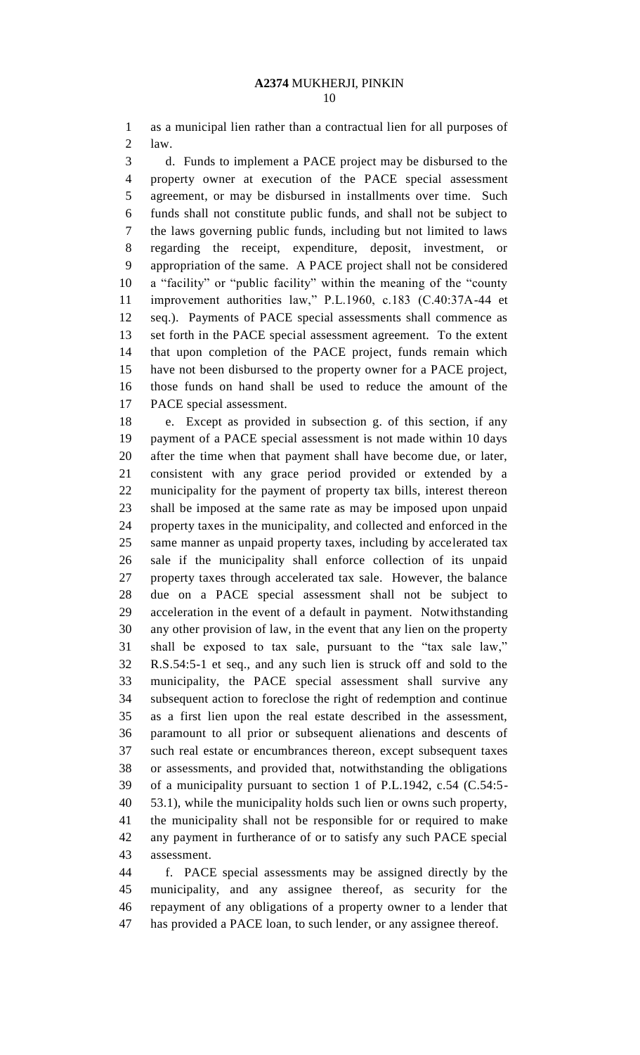as a municipal lien rather than a contractual lien for all purposes of law.

d. Funds to implement a PACE project may be disbursed to the property owner at execution of the PACE special assessment agreement, or may be disbursed in installments over time. Such funds shall not constitute public funds, and shall not be subject to the laws governing public funds, including but not limited to laws regarding the receipt, expenditure, deposit, investment, or appropriation of the same. A PACE project shall not be considered a "facility" or "public facility" within the meaning of the "county improvement authorities law," P.L.1960, c.183 (C.40:37A-44 et seq.). Payments of PACE special assessments shall commence as set forth in the PACE special assessment agreement. To the extent that upon completion of the PACE project, funds remain which have not been disbursed to the property owner for a PACE project, those funds on hand shall be used to reduce the amount of the PACE special assessment.

e. Except as provided in subsection g. of this section, if any payment of a PACE special assessment is not made within 10 days after the time when that payment shall have become due, or later, consistent with any grace period provided or extended by a municipality for the payment of property tax bills, interest thereon shall be imposed at the same rate as may be imposed upon unpaid property taxes in the municipality, and collected and enforced in the same manner as unpaid property taxes, including by accelerated tax sale if the municipality shall enforce collection of its unpaid property taxes through accelerated tax sale. However, the balance due on a PACE special assessment shall not be subject to acceleration in the event of a default in payment. Notwithstanding any other provision of law, in the event that any lien on the property shall be exposed to tax sale, pursuant to the "tax sale law," R.S.54:5-1 et seq., and any such lien is struck off and sold to the municipality, the PACE special assessment shall survive any subsequent action to foreclose the right of redemption and continue as a first lien upon the real estate described in the assessment, paramount to all prior or subsequent alienations and descents of such real estate or encumbrances thereon, except subsequent taxes or assessments, and provided that, notwithstanding the obligations of a municipality pursuant to section 1 of P.L.1942, c.54 (C.54:5-53.1), while the municipality holds such lien or owns such property, the municipality shall not be responsible for or required to make any payment in furtherance of or to satisfy any such PACE special assessment.

f. PACE special assessments may be assigned directly by the municipality, and any assignee thereof, as security for the repayment of any obligations of a property owner to a lender that has provided a PACE loan, to such lender, or any assignee thereof.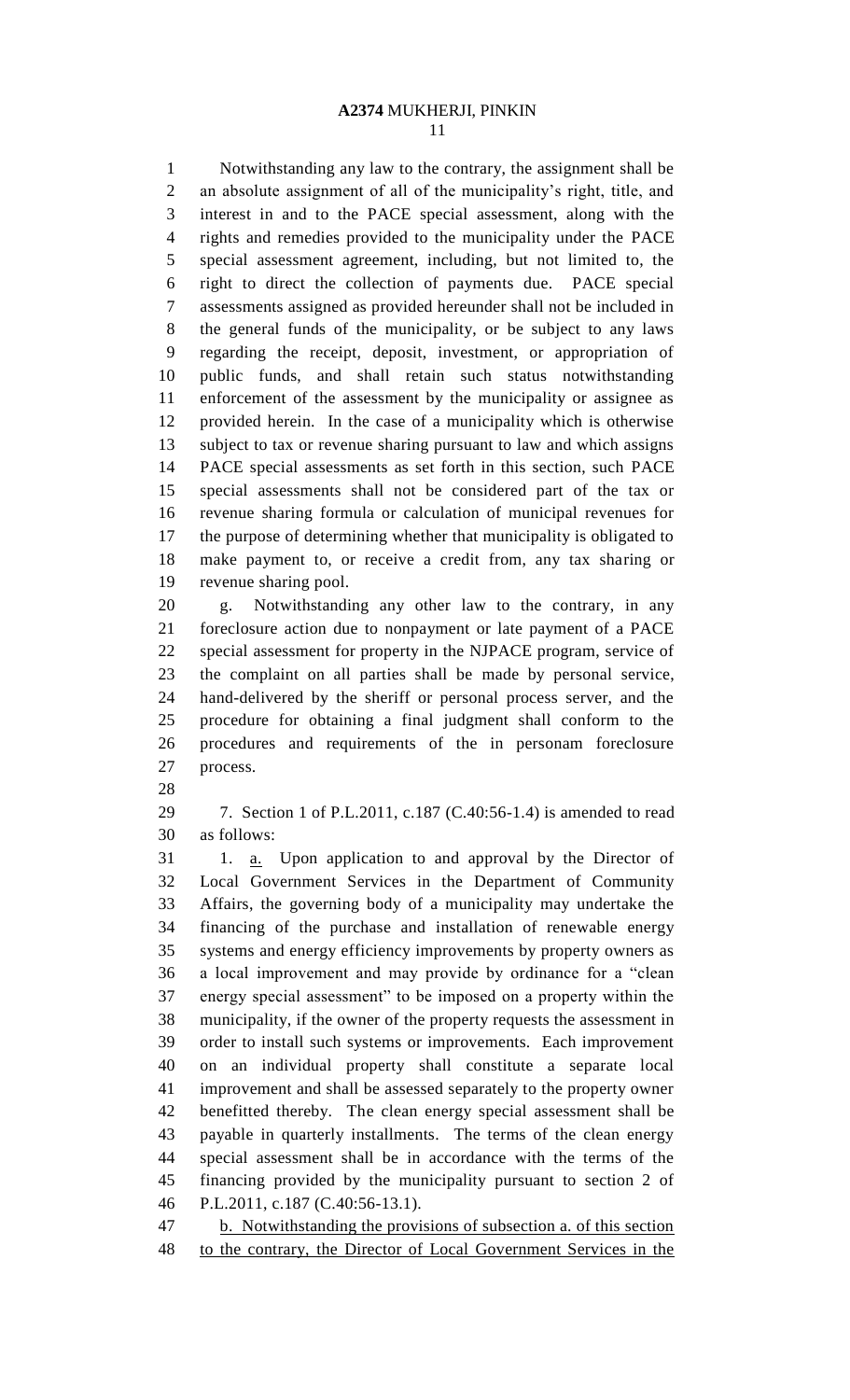Notwithstanding any law to the contrary, the assignment shall be an absolute assignment of all of the municipality's right, title, and interest in and to the PACE special assessment, along with the rights and remedies provided to the municipality under the PACE special assessment agreement, including, but not limited to, the right to direct the collection of payments due. PACE special assessments assigned as provided hereunder shall not be included in the general funds of the municipality, or be subject to any laws regarding the receipt, deposit, investment, or appropriation of public funds, and shall retain such status notwithstanding enforcement of the assessment by the municipality or assignee as provided herein. In the case of a municipality which is otherwise subject to tax or revenue sharing pursuant to law and which assigns PACE special assessments as set forth in this section, such PACE special assessments shall not be considered part of the tax or revenue sharing formula or calculation of municipal revenues for the purpose of determining whether that municipality is obligated to make payment to, or receive a credit from, any tax sharing or revenue sharing pool.

g. Notwithstanding any other law to the contrary, in any foreclosure action due to nonpayment or late payment of a PACE special assessment for property in the NJPACE program, service of the complaint on all parties shall be made by personal service, hand-delivered by the sheriff or personal process server, and the procedure for obtaining a final judgment shall conform to the procedures and requirements of the in personam foreclosure process.

7. Section 1 of P.L.2011, c.187 (C.40:56-1.4) is amended to read as follows:

1. <u>a.</u> Upon application to and approval by the Director of Local Government Services in the Department of Community Affairs, the governing body of a municipality may undertake the financing of the purchase and installation of renewable energy systems and energy efficiency improvements by property owners as a local improvement and may provide by ordinance for a "clean energy special assessment" to be imposed on a property within the municipality, if the owner of the property requests the assessment in order to install such systems or improvements. Each improvement on an individual property shall constitute a separate local improvement and shall be assessed separately to the property owner benefitted thereby. The clean energy special assessment shall be payable in quarterly installments. The terms of the clean energy special assessment shall be in accordance with the terms of the financing provided by the municipality pursuant to section 2 of P.L.2011, c.187 (C.40:56-13.1).

<u>b. Notwithstanding the provisions of subsection a. of this section to the contrary, the Director of Local Government Services in the</u>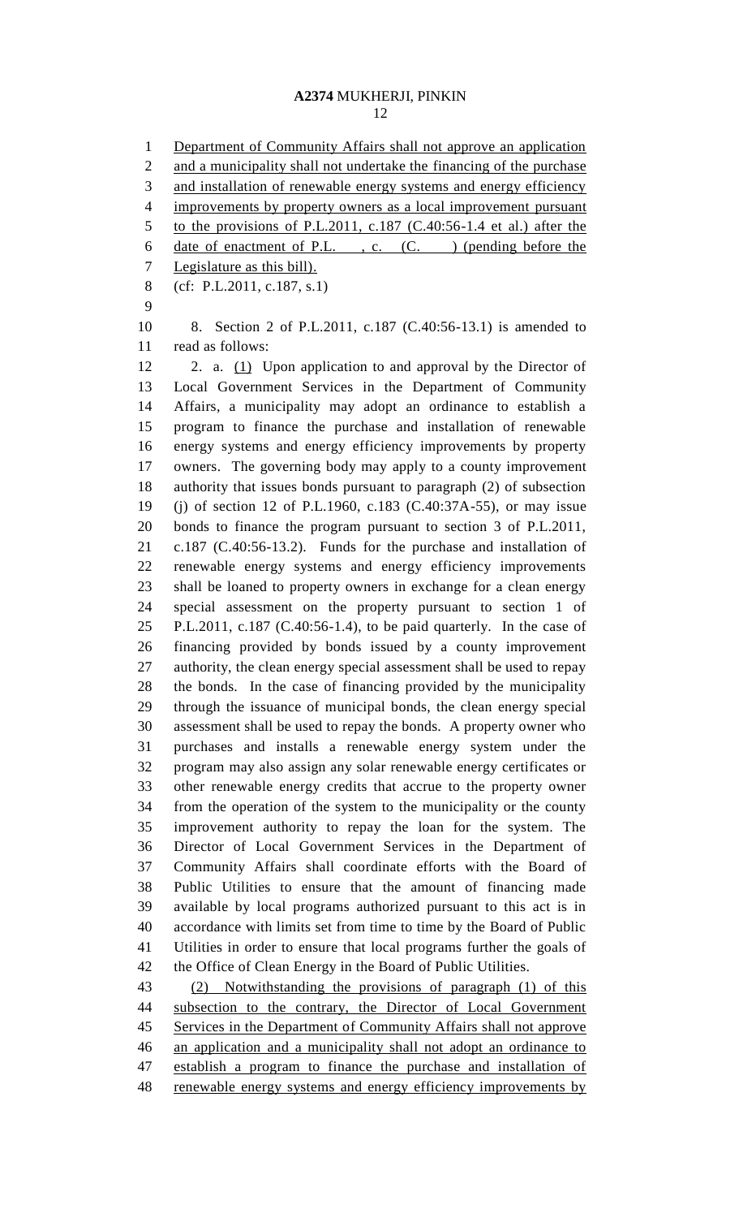Department of Community Affairs shall not approve an application and a municipality shall not undertake the financing of the purchase and installation of renewable energy systems and energy efficiency improvements by property owners as a local improvement pursuant to the provisions of P.L.2011, c.187 (C.40:56-1.4 et al.) after the date of enactment of P.L. , c. (C. ) (pending before the Legislature as this bill).

(cf: P.L.2011, c.187, s.1)

8. Section 2 of P.L.2011, c.187 (C.40:56-13.1) is amended to read as follows:

2. a. (1) Upon application to and approval by the Director of Local Government Services in the Department of Community Affairs, a municipality may adopt an ordinance to establish a program to finance the purchase and installation of renewable energy systems and energy efficiency improvements by property owners. The governing body may apply to a county improvement authority that issues bonds pursuant to paragraph (2) of subsection (j) of section 12 of P.L.1960, c.183 (C.40:37A-55), or may issue bonds to finance the program pursuant to section 3 of P.L.2011, c.187 (C.40:56-13.2). Funds for the purchase and installation of renewable energy systems and energy efficiency improvements shall be loaned to property owners in exchange for a clean energy special assessment on the property pursuant to section 1 of P.L.2011, c.187 (C.40:56-1.4), to be paid quarterly. In the case of financing provided by bonds issued by a county improvement authority, the clean energy special assessment shall be used to repay the bonds. In the case of financing provided by the municipality through the issuance of municipal bonds, the clean energy special assessment shall be used to repay the bonds. A property owner who purchases and installs a renewable energy system under the program may also assign any solar renewable energy certificates or other renewable energy credits that accrue to the property owner from the operation of the system to the municipality or the county improvement authority to repay the loan for the system. The Director of Local Government Services in the Department of Community Affairs shall coordinate efforts with the Board of Public Utilities to ensure that the amount of financing made available by local programs authorized pursuant to this act is in accordance with limits set from time to time by the Board of Public Utilities in order to ensure that local programs further the goals of the Office of Clean Energy in the Board of Public Utilities.

(2) Notwithstanding the provisions of paragraph (1) of this subsection to the contrary, the Director of Local Government Services in the Department of Community Affairs shall not approve an application and a municipality shall not adopt an ordinance to establish a program to finance the purchase and installation of renewable energy systems and energy efficiency improvements by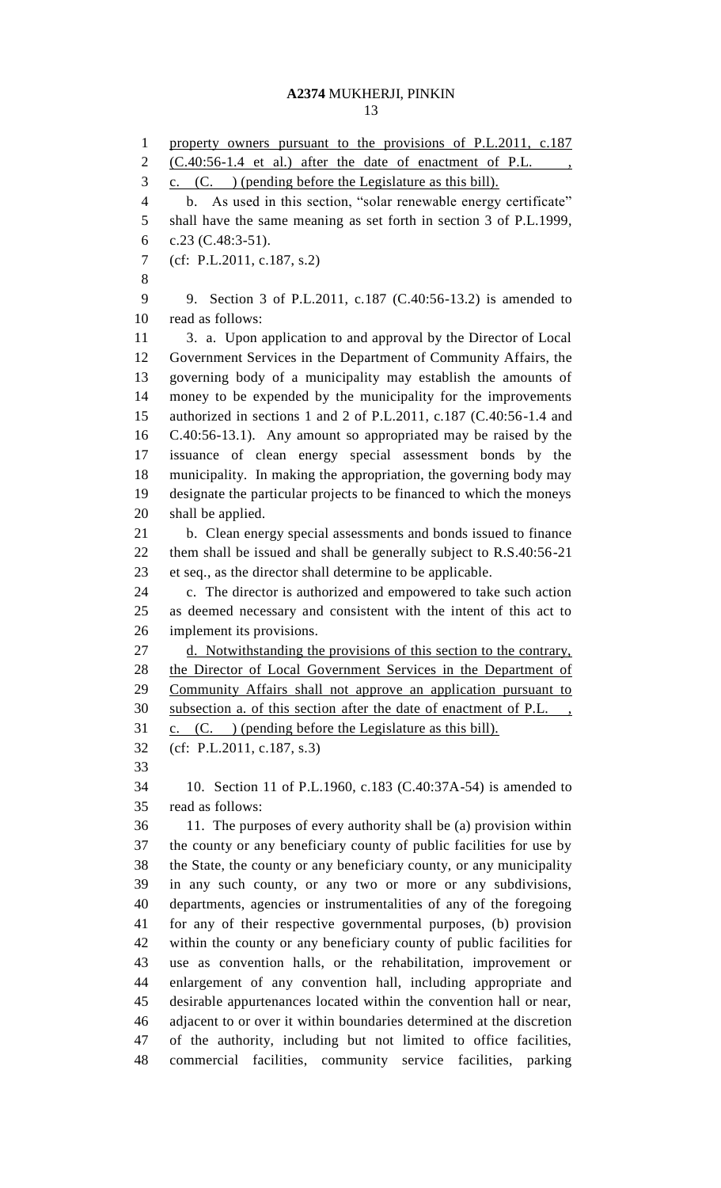property owners pursuant to the provisions of P.L.2011, c.187 (C.40:56-1.4 et al.) after the date of enactment of P.L. , c. (C. ) (pending before the Legislature as this bill).

b. As used in this section, "solar renewable energy certificate" shall have the same meaning as set forth in section 3 of P.L.1999, c.23 (C.48:3-51).

(cf: P.L.2011, c.187, s.2)

9. Section 3 of P.L.2011, c.187 (C.40:56-13.2) is amended to read as follows:

3. a. Upon application to and approval by the Director of Local Government Services in the Department of Community Affairs, the governing body of a municipality may establish the amounts of money to be expended by the municipality for the improvements authorized in sections 1 and 2 of P.L.2011, c.187 (C.40:56-1.4 and C.40:56-13.1). Any amount so appropriated may be raised by the issuance of clean energy special assessment bonds by the municipality. In making the appropriation, the governing body may designate the particular projects to be financed to which the moneys shall be applied.

b. Clean energy special assessments and bonds issued to finance them shall be issued and shall be generally subject to R.S.40:56-21 et seq., as the director shall determine to be applicable.

c. The director is authorized and empowered to take such action as deemed necessary and consistent with the intent of this act to implement its provisions.

d. Notwithstanding the provisions of this section to the contrary, the Director of Local Government Services in the Department of Community Affairs shall not approve an application pursuant to subsection a. of this section after the date of enactment of P.L. , c. (C. ) (pending before the Legislature as this bill).

(cf: P.L.2011, c.187, s.3)

10. Section 11 of P.L.1960, c.183 (C.40:37A-54) is amended to read as follows:

11. The purposes of every authority shall be (a) provision within the county or any beneficiary county of public facilities for use by the State, the county or any beneficiary county, or any municipality in any such county, or any two or more or any subdivisions, departments, agencies or instrumentalities of any of the foregoing for any of their respective governmental purposes, (b) provision within the county or any beneficiary county of public facilities for use as convention halls, or the rehabilitation, improvement or enlargement of any convention hall, including appropriate and desirable appurtenances located within the convention hall or near, adjacent to or over it within boundaries determined at the discretion of the authority, including but not limited to office facilities, commercial facilities, community service facilities, parking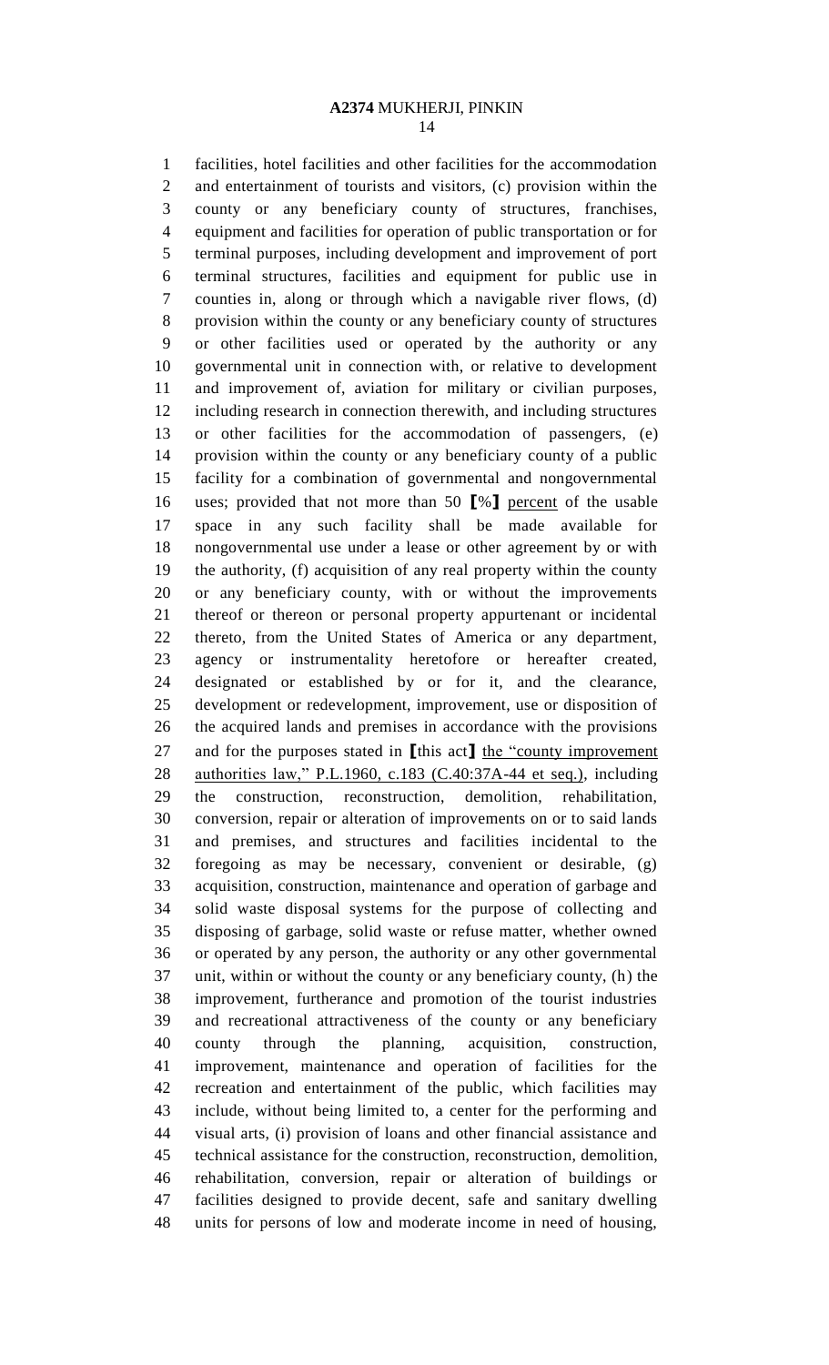facilities, hotel facilities and other facilities for the accommodation and entertainment of tourists and visitors, (c) provision within the county or any beneficiary county of structures, franchises, equipment and facilities for operation of public transportation or for terminal purposes, including development and improvement of port terminal structures, facilities and equipment for public use in counties in, along or through which a navigable river flows, (d) provision within the county or any beneficiary county of structures or other facilities used or operated by the authority or any governmental unit in connection with, or relative to development and improvement of, aviation for military or civilian purposes, including research in connection therewith, and including structures or other facilities for the accommodation of passengers, (e) provision within the county or any beneficiary county of a public facility for a combination of governmental and nongovernmental uses; provided that not more than 50 [%] percent of the usable space in any such facility shall be made available for nongovernmental use under a lease or other agreement by or with the authority, (f) acquisition of any real property within the county or any beneficiary county, with or without the improvements thereof or thereon or personal property appurtenant or incidental thereto, from the United States of America or any department, agency or instrumentality heretofore or hereafter created, designated or established by or for it, and the clearance, development or redevelopment, improvement, use or disposition of the acquired lands and premises in accordance with the provisions and for the purposes stated in [this act] the "county improvement authorities law," P.L.1960, c.183 (C.40:37A-44 et seq.), including the construction, reconstruction, demolition, rehabilitation, conversion, repair or alteration of improvements on or to said lands and premises, and structures and facilities incidental to the foregoing as may be necessary, convenient or desirable, (g) acquisition, construction, maintenance and operation of garbage and solid waste disposal systems for the purpose of collecting and disposing of garbage, solid waste or refuse matter, whether owned or operated by any person, the authority or any other governmental unit, within or without the county or any beneficiary county, (h) the improvement, furtherance and promotion of the tourist industries and recreational attractiveness of the county or any beneficiary county through the planning, acquisition, construction, improvement, maintenance and operation of facilities for the recreation and entertainment of the public, which facilities may include, without being limited to, a center for the performing and visual arts, (i) provision of loans and other financial assistance and technical assistance for the construction, reconstruction, demolition, rehabilitation, conversion, repair or alteration of buildings or facilities designed to provide decent, safe and sanitary dwelling units for persons of low and moderate income in need of housing,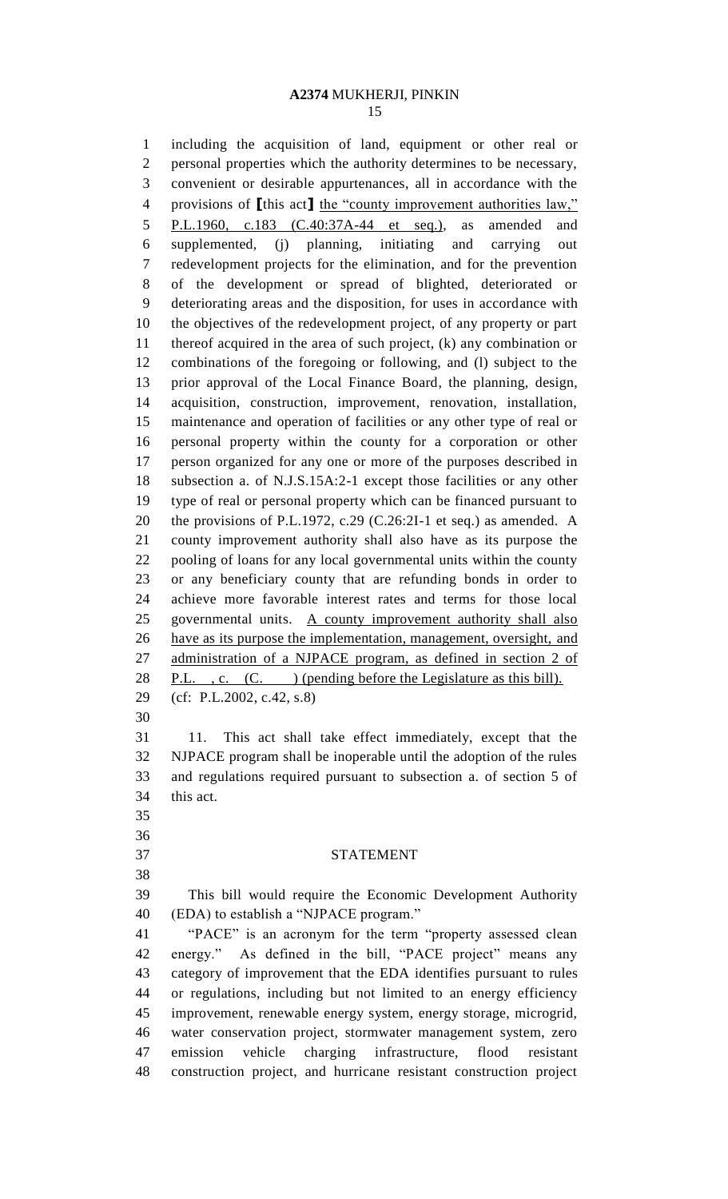including the acquisition of land, equipment or other real or personal properties which the authority determines to be necessary, convenient or desirable appurtenances, all in accordance with the provisions of [this act] the "county improvement authorities law," P.L.1960, c.183 (C.40:37A-44 et seq.), as amended and supplemented, (j) planning, initiating and carrying out redevelopment projects for the elimination, and for the prevention of the development or spread of blighted, deteriorated or deteriorating areas and the disposition, for uses in accordance with the objectives of the redevelopment project, of any property or part thereof acquired in the area of such project, (k) any combination or combinations of the foregoing or following, and (l) subject to the prior approval of the Local Finance Board, the planning, design, acquisition, construction, improvement, renovation, installation, maintenance and operation of facilities or any other type of real or personal property within the county for a corporation or other person organized for any one or more of the purposes described in subsection a. of N.J.S.15A:2-1 except those facilities or any other type of real or personal property which can be financed pursuant to the provisions of P.L.1972, c.29 (C.26:2I-1 et seq.) as amended. A county improvement authority shall also have as its purpose the pooling of loans for any local governmental units within the county or any beneficiary county that are refunding bonds in order to achieve more favorable interest rates and terms for those local governmental units. A county improvement authority shall also have as its purpose the implementation, management, oversight, and administration of a NJPACE program, as defined in section 2 of P.L. , c. (C. ) (pending before the Legislature as this bill).

(cf: P.L.2002, c.42, s.8)

11. This act shall take effect immediately, except that the NJPACE program shall be inoperable until the adoption of the rules and regulations required pursuant to subsection a. of section 5 of this act.

## STATEMENT

This bill would require the Economic Development Authority (EDA) to establish a "NJPACE program."

"PACE" is an acronym for the term "property assessed clean energy." As defined in the bill, "PACE project" means any category of improvement that the EDA identifies pursuant to rules or regulations, including but not limited to an energy efficiency improvement, renewable energy system, energy storage, microgrid, water conservation project, stormwater management system, zero emission vehicle charging infrastructure, flood resistant construction project, and hurricane resistant construction project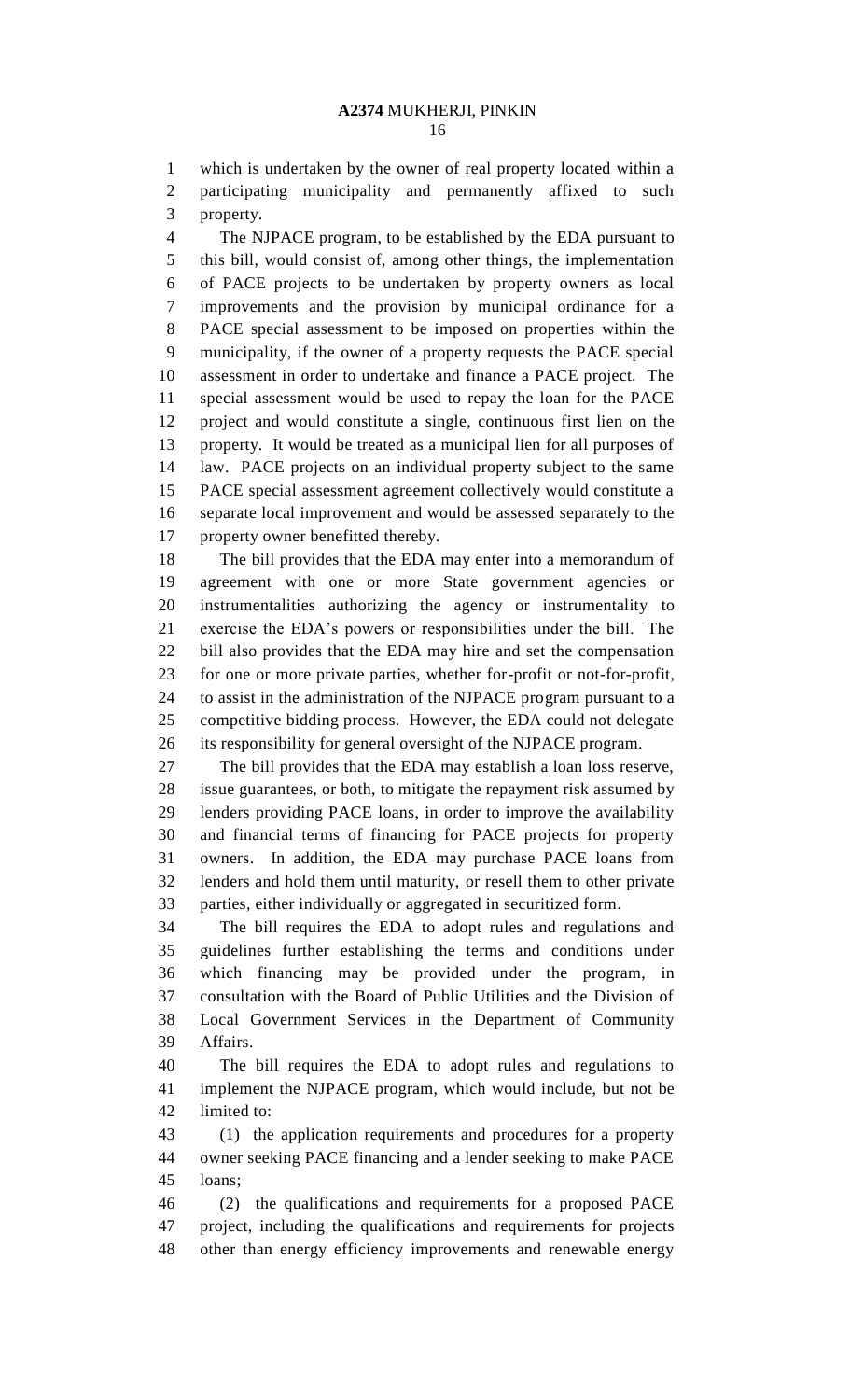which is undertaken by the owner of real property located within a participating municipality and permanently affixed to such property.

The NJPACE program, to be established by the EDA pursuant to this bill, would consist of, among other things, the implementation of PACE projects to be undertaken by property owners as local improvements and the provision by municipal ordinance for a PACE special assessment to be imposed on properties within the municipality, if the owner of a property requests the PACE special assessment in order to undertake and finance a PACE project. The special assessment would be used to repay the loan for the PACE project and would constitute a single, continuous first lien on the property. It would be treated as a municipal lien for all purposes of law. PACE projects on an individual property subject to the same PACE special assessment agreement collectively would constitute a separate local improvement and would be assessed separately to the property owner benefitted thereby.

The bill provides that the EDA may enter into a memorandum of agreement with one or more State government agencies or instrumentalities authorizing the agency or instrumentality to exercise the EDA's powers or responsibilities under the bill. The bill also provides that the EDA may hire and set the compensation for one or more private parties, whether for-profit or not-for-profit, to assist in the administration of the NJPACE program pursuant to a competitive bidding process. However, the EDA could not delegate its responsibility for general oversight of the NJPACE program.

The bill provides that the EDA may establish a loan loss reserve, issue guarantees, or both, to mitigate the repayment risk assumed by lenders providing PACE loans, in order to improve the availability and financial terms of financing for PACE projects for property owners. In addition, the EDA may purchase PACE loans from lenders and hold them until maturity, or resell them to other private parties, either individually or aggregated in securitized form.

The bill requires the EDA to adopt rules and regulations and guidelines further establishing the terms and conditions under which financing may be provided under the program, in consultation with the Board of Public Utilities and the Division of Local Government Services in the Department of Community Affairs.

The bill requires the EDA to adopt rules and regulations to implement the NJPACE program, which would include, but not be limited to:

(1) the application requirements and procedures for a property owner seeking PACE financing and a lender seeking to make PACE loans;

(2) the qualifications and requirements for a proposed PACE project, including the qualifications and requirements for projects other than energy efficiency improvements and renewable energy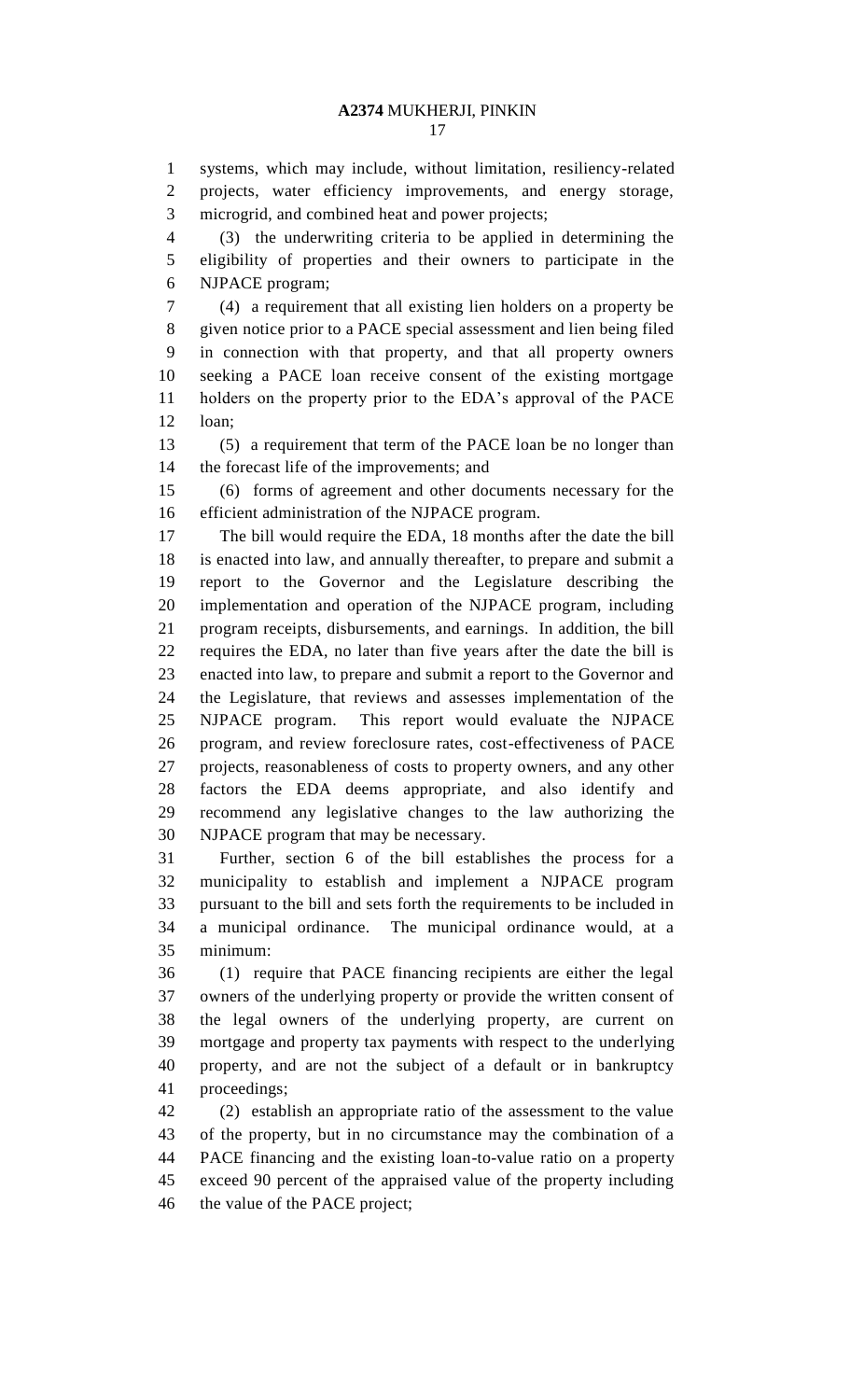systems, which may include, without limitation, resiliency-related projects, water efficiency improvements, and energy storage, microgrid, and combined heat and power projects;

(3) the underwriting criteria to be applied in determining the eligibility of properties and their owners to participate in the NJPACE program;

(4) a requirement that all existing lien holders on a property be given notice prior to a PACE special assessment and lien being filed in connection with that property, and that all property owners seeking a PACE loan receive consent of the existing mortgage holders on the property prior to the EDA's approval of the PACE loan;

(5) a requirement that term of the PACE loan be no longer than the forecast life of the improvements; and

(6) forms of agreement and other documents necessary for the efficient administration of the NJPACE program.

The bill would require the EDA, 18 months after the date the bill is enacted into law, and annually thereafter, to prepare and submit a report to the Governor and the Legislature describing the implementation and operation of the NJPACE program, including program receipts, disbursements, and earnings. In addition, the bill requires the EDA, no later than five years after the date the bill is enacted into law, to prepare and submit a report to the Governor and the Legislature, that reviews and assesses implementation of the NJPACE program. This report would evaluate the NJPACE program, and review foreclosure rates, cost-effectiveness of PACE projects, reasonableness of costs to property owners, and any other factors the EDA deems appropriate, and also identify and recommend any legislative changes to the law authorizing the NJPACE program that may be necessary.

Further, section 6 of the bill establishes the process for a municipality to establish and implement a NJPACE program pursuant to the bill and sets forth the requirements to be included in a municipal ordinance. The municipal ordinance would, at a minimum:

(1) require that PACE financing recipients are either the legal owners of the underlying property or provide the written consent of the legal owners of the underlying property, are current on mortgage and property tax payments with respect to the underlying property, and are not the subject of a default or in bankruptcy proceedings;

(2) establish an appropriate ratio of the assessment to the value of the property, but in no circumstance may the combination of a PACE financing and the existing loan-to-value ratio on a property exceed 90 percent of the appraised value of the property including the value of the PACE project;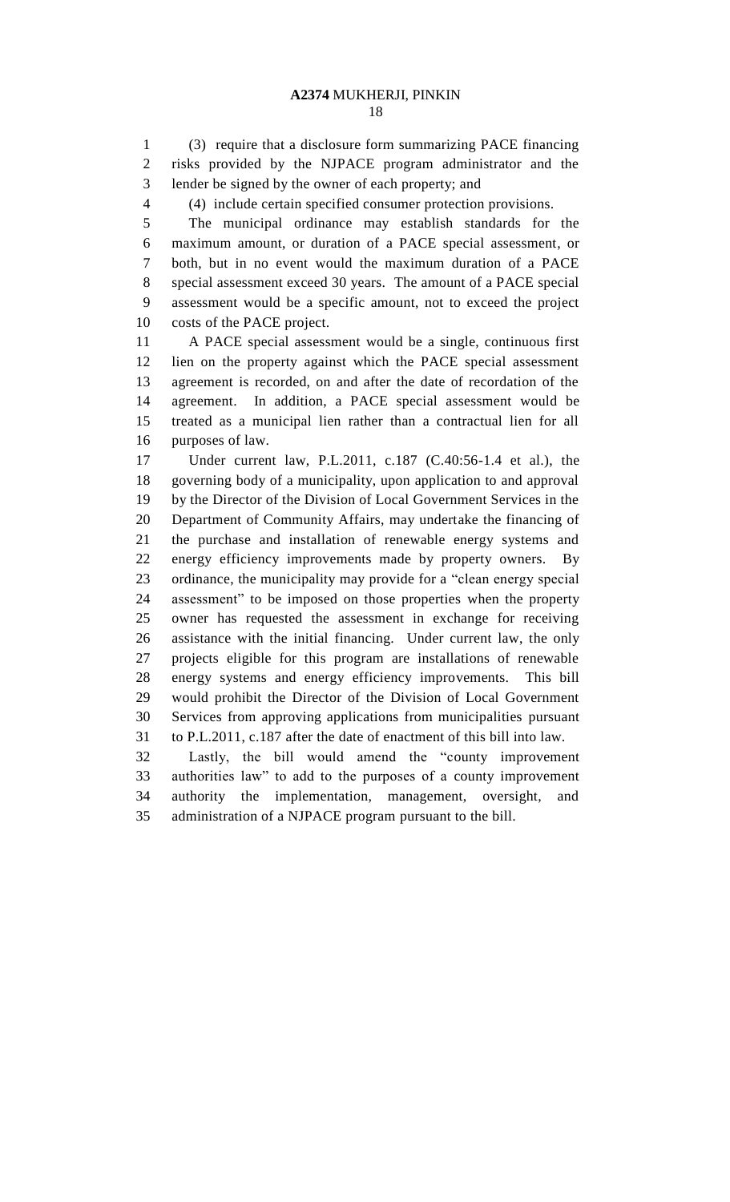(3) require that a disclosure form summarizing PACE financing risks provided by the NJPACE program administrator and the lender be signed by the owner of each property; and

(4) include certain specified consumer protection provisions.

The municipal ordinance may establish standards for the maximum amount, or duration of a PACE special assessment, or both, but in no event would the maximum duration of a PACE special assessment exceed 30 years. The amount of a PACE special assessment would be a specific amount, not to exceed the project costs of the PACE project.

A PACE special assessment would be a single, continuous first lien on the property against which the PACE special assessment agreement is recorded, on and after the date of recordation of the agreement. In addition, a PACE special assessment would be treated as a municipal lien rather than a contractual lien for all purposes of law.

Under current law, P.L.2011, c.187 (C.40:56-1.4 et al.), the governing body of a municipality, upon application to and approval by the Director of the Division of Local Government Services in the Department of Community Affairs, may undertake the financing of the purchase and installation of renewable energy systems and energy efficiency improvements made by property owners. By ordinance, the municipality may provide for a "clean energy special assessment" to be imposed on those properties when the property owner has requested the assessment in exchange for receiving assistance with the initial financing. Under current law, the only projects eligible for this program are installations of renewable energy systems and energy efficiency improvements. This bill would prohibit the Director of the Division of Local Government Services from approving applications from municipalities pursuant to P.L.2011, c.187 after the date of enactment of this bill into law.

Lastly, the bill would amend the "county improvement authorities law" to add to the purposes of a county improvement authority the implementation, management, oversight, and administration of a NJPACE program pursuant to the bill.